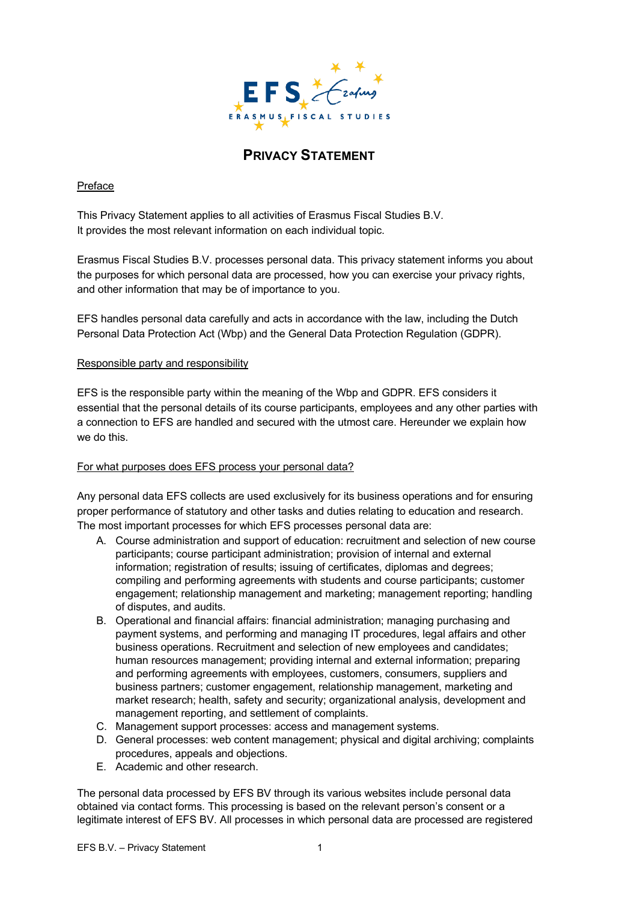# PRIVACY STATEMENT

Preface

This Privacy Statement applies to all activities of Erasmus Fiscal Studies B.V.
It provides the most relevant information on each individual topic.

Erasmus Fiscal Studies B.V. processes personal data. This privacy statement informs you about the purposes for which personal data are processed, how you can exercise your privacy rights, and other information that may be of importance to you.

EFS handles personal data carefully and acts in accordance with the law, including the Dutch Personal Data Protection Act (Wbp) and the General Data Protection Regulation (GDPR).

Responsible party and responsibility

EFS is the responsible party within the meaning of the Wbp and GDPR. EFS considers it essential that the personal details of its course participants, employees and any other parties with a connection to EFS are handled and secured with the utmost care. Hereunder we explain how we do this.

For what purposes does EFS process your personal data?

Any personal data EFS collects are used exclusively for its business operations and for ensuring proper performance of statutory and other tasks and duties relating to education and research. The most important processes for which EFS processes personal data are:

A. Course administration and support of education: recruitment and selection of new course participants; course participant administration; provision of internal and external information; registration of results; issuing of certificates, diplomas and degrees; compiling and performing agreements with students and course participants; customer engagement; relationship management and marketing; management reporting; handling of disputes, and audits.
B. Operational and financial affairs: financial administration; managing purchasing and payment systems, and performing and managing IT procedures, legal affairs and other business operations. Recruitment and selection of new employees and candidates; human resources management; providing internal and external information; preparing and performing agreements with employees, customers, consumers, suppliers and business partners; customer engagement, relationship management, marketing and market research; health, safety and security; organizational analysis, development and management reporting, and settlement of complaints.
C. Management support processes: access and management systems.
D. General processes: web content management; physical and digital archiving; complaints procedures, appeals and objections.
E. Academic and other research.

The personal data processed by EFS BV through its various websites include personal data obtained via contact forms. This processing is based on the relevant person's consent or a legitimate interest of EFS BV. All processes in which personal data are processed are registered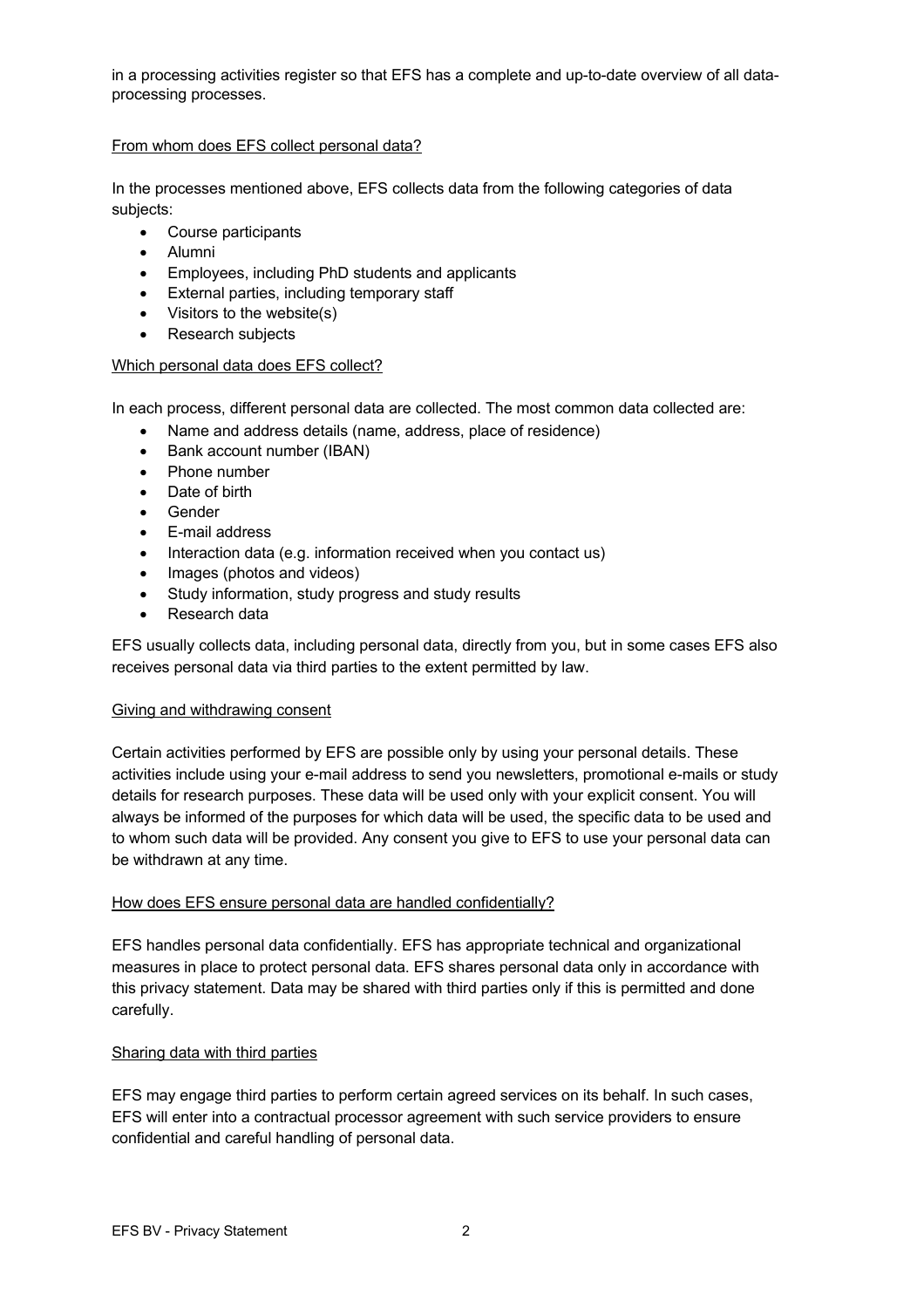in a processing activities register so that EFS has a complete and up-to-date overview of all data-processing processes.

## From whom does EFS collect personal data?

In the processes mentioned above, EFS collects data from the following categories of data subjects:

- Course participants
- Alumni
- Employees, including PhD students and applicants
- External parties, including temporary staff
- Visitors to the website(s)
- Research subjects

## Which personal data does EFS collect?

In each process, different personal data are collected. The most common data collected are:

- Name and address details (name, address, place of residence)
- Bank account number (IBAN)
- Phone number
- Date of birth
- Gender
- E-mail address
- Interaction data (e.g. information received when you contact us)
- Images (photos and videos)
- Study information, study progress and study results
- Research data

EFS usually collects data, including personal data, directly from you, but in some cases EFS also receives personal data via third parties to the extent permitted by law.

## Giving and withdrawing consent

Certain activities performed by EFS are possible only by using your personal details. These activities include using your e-mail address to send you newsletters, promotional e-mails or study details for research purposes. These data will be used only with your explicit consent. You will always be informed of the purposes for which data will be used, the specific data to be used and to whom such data will be provided. Any consent you give to EFS to use your personal data can be withdrawn at any time.

## How does EFS ensure personal data are handled confidentially?

EFS handles personal data confidentially. EFS has appropriate technical and organizational measures in place to protect personal data. EFS shares personal data only in accordance with this privacy statement. Data may be shared with third parties only if this is permitted and done carefully.

## Sharing data with third parties

EFS may engage third parties to perform certain agreed services on its behalf. In such cases, EFS will enter into a contractual processor agreement with such service providers to ensure confidential and careful handling of personal data.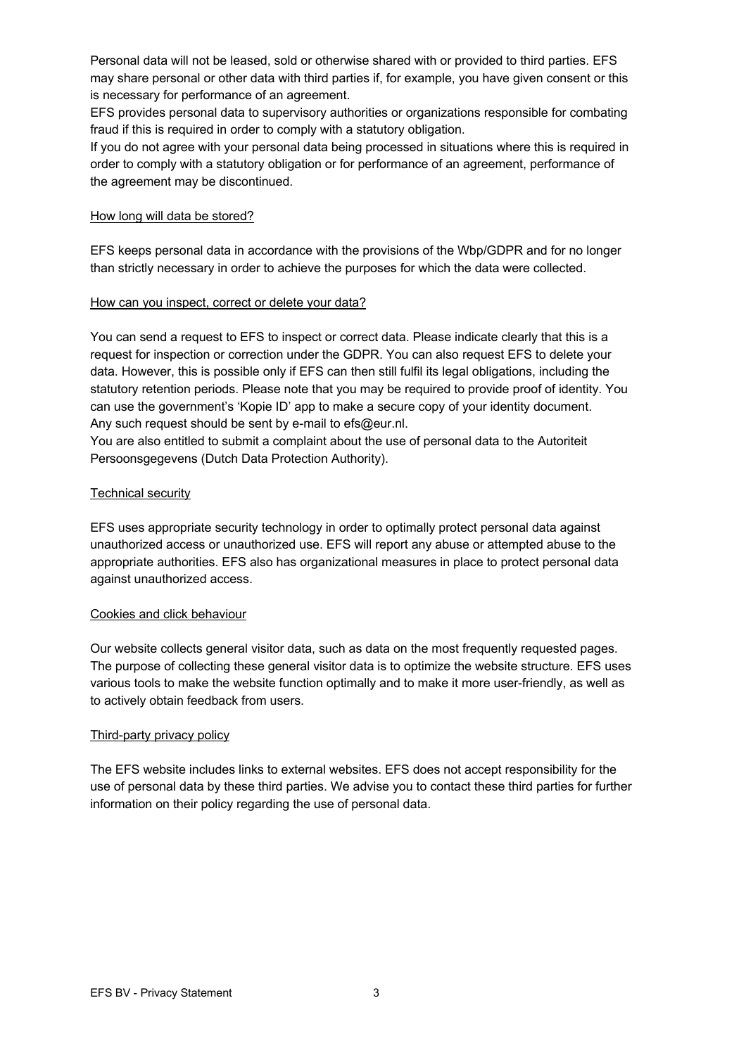Personal data will not be leased, sold or otherwise shared with or provided to third parties. EFS may share personal or other data with third parties if, for example, you have given consent or this is necessary for performance of an agreement.
EFS provides personal data to supervisory authorities or organizations responsible for combating fraud if this is required in order to comply with a statutory obligation.
If you do not agree with your personal data being processed in situations where this is required in order to comply with a statutory obligation or for performance of an agreement, performance of the agreement may be discontinued.

## How long will data be stored?

EFS keeps personal data in accordance with the provisions of the Wbp/GDPR and for no longer than strictly necessary in order to achieve the purposes for which the data were collected.

## How can you inspect, correct or delete your data?

You can send a request to EFS to inspect or correct data. Please indicate clearly that this is a request for inspection or correction under the GDPR. You can also request EFS to delete your data. However, this is possible only if EFS can then still fulfil its legal obligations, including the statutory retention periods. Please note that you may be required to provide proof of identity. You can use the government's 'Kopie ID' app to make a secure copy of your identity document.
Any such request should be sent by e-mail to efs@eur.nl.
You are also entitled to submit a complaint about the use of personal data to the Autoriteit Persoonsgegevens (Dutch Data Protection Authority).

## Technical security

EFS uses appropriate security technology in order to optimally protect personal data against unauthorized access or unauthorized use. EFS will report any abuse or attempted abuse to the appropriate authorities. EFS also has organizational measures in place to protect personal data against unauthorized access.

## Cookies and click behaviour

Our website collects general visitor data, such as data on the most frequently requested pages. The purpose of collecting these general visitor data is to optimize the website structure. EFS uses various tools to make the website function optimally and to make it more user-friendly, as well as to actively obtain feedback from users.

## Third-party privacy policy

The EFS website includes links to external websites. EFS does not accept responsibility for the use of personal data by these third parties. We advise you to contact these third parties for further information on their policy regarding the use of personal data.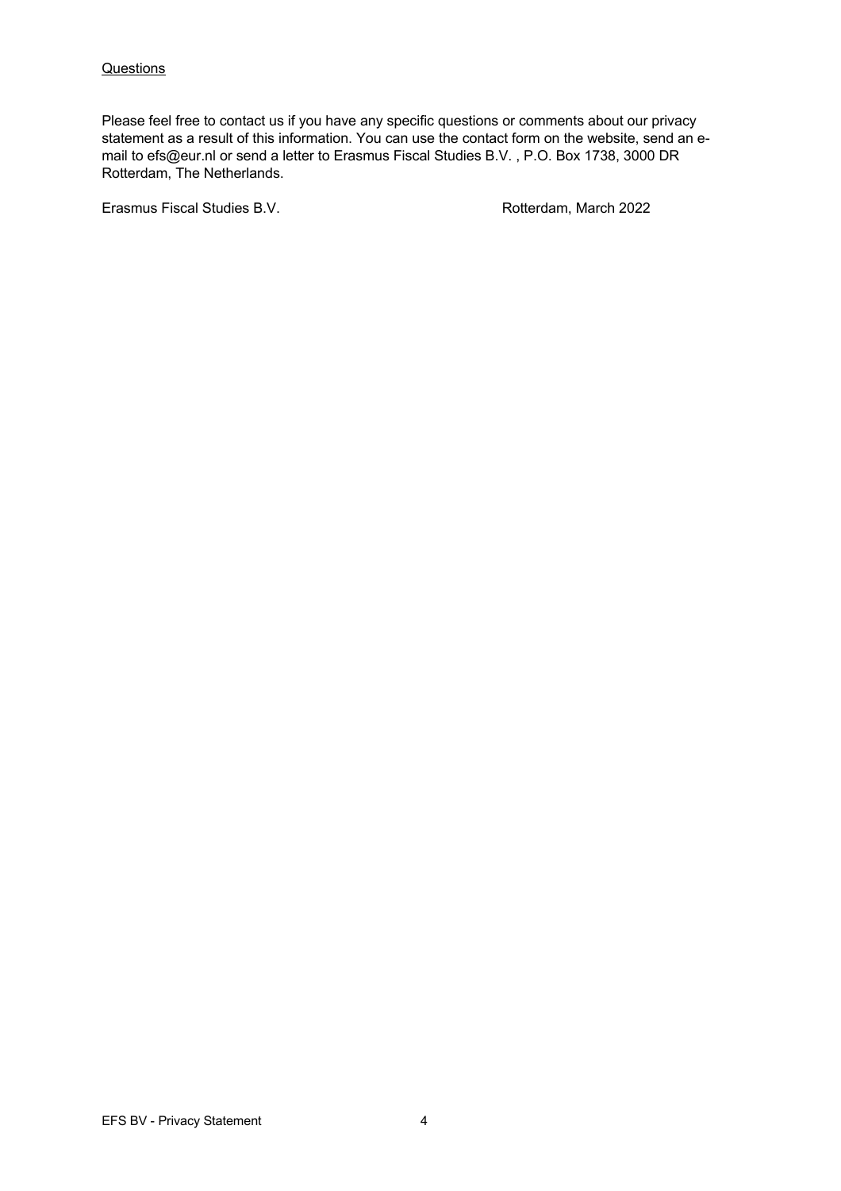## Questions

Please feel free to contact us if you have any specific questions or comments about our privacy statement as a result of this information. You can use the contact form on the website, send an e-mail to efs@eur.nl or send a letter to Erasmus Fiscal Studies B.V. , P.O. Box 1738, 3000 DR Rotterdam, The Netherlands.

Erasmus Fiscal Studies B.V. Rotterdam, March 2022